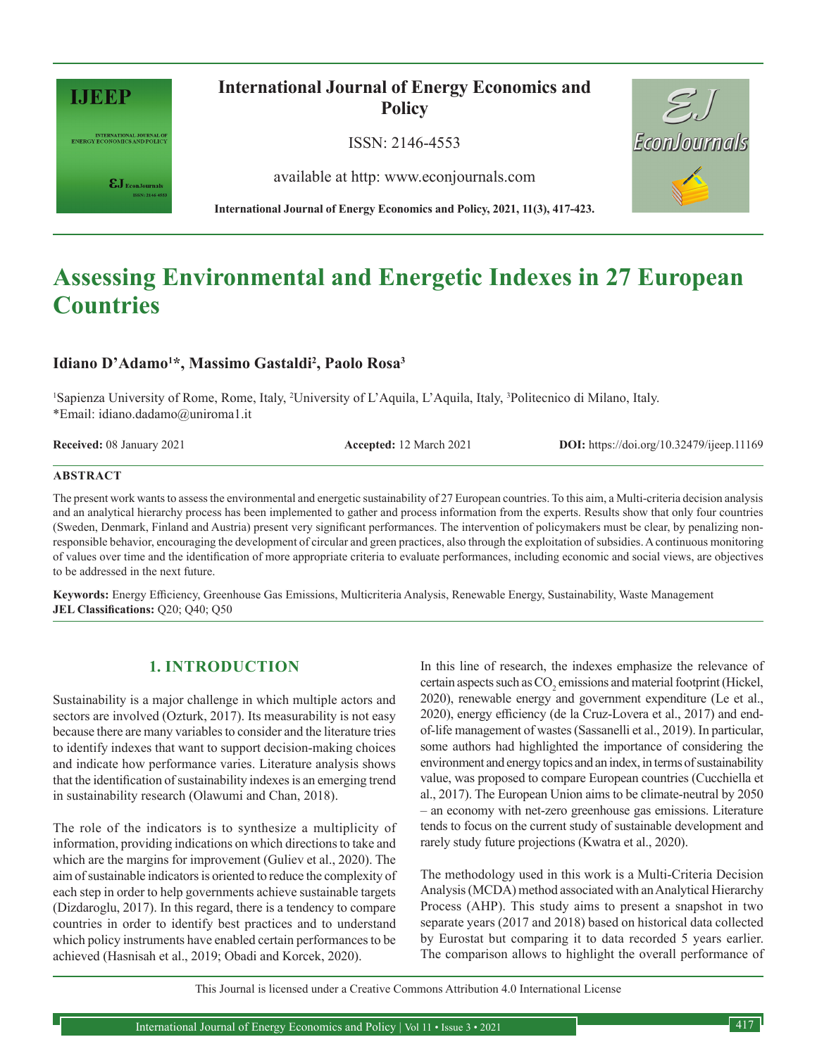# Assessing Environmental and Energetic Indexes in 27 European Countries

**Idiano D'Adamo[1]\*, Massimo Gastaldi[2], Paolo Rosa[3]**

[1]Sapienza University of Rome, Rome, Italy, [2]University of L'Aquila, L'Aquila, Italy, [3]Politecnico di Milano, Italy.
\*Email: idiano.dadamo@uniroma1.it

**Received:** 08 January 2021 **Accepted:** 12 March 2021 **DOI:** https://doi.org/10.32479/ijeep.11169

**ABSTRACT**

The present work wants to assess the environmental and energetic sustainability of 27 European countries. To this aim, a Multi-criteria decision analysis and an analytical hierarchy process has been implemented to gather and process information from the experts. Results show that only four countries (Sweden, Denmark, Finland and Austria) present very significant performances. The intervention of policymakers must be clear, by penalizing non-responsible behavior, encouraging the development of circular and green practices, also through the exploitation of subsidies. A continuous monitoring of values over time and the identification of more appropriate criteria to evaluate performances, including economic and social views, are objectives to be addressed in the next future.

**Keywords:** Energy Efficiency, Greenhouse Gas Emissions, Multicriteria Analysis, Renewable Energy, Sustainability, Waste Management
**JEL Classifications:** Q20; Q40; Q50

## 1. INTRODUCTION

Sustainability is a major challenge in which multiple actors and sectors are involved (Ozturk, 2017). Its measurability is not easy because there are many variables to consider and the literature tries to identify indexes that want to support decision-making choices and indicate how performance varies. Literature analysis shows that the identification of sustainability indexes is an emerging trend in sustainability research (Olawumi and Chan, 2018).

The role of the indicators is to synthesize a multiplicity of information, providing indications on which directions to take and which are the margins for improvement (Guliev et al., 2020). The aim of sustainable indicators is oriented to reduce the complexity of each step in order to help governments achieve sustainable targets (Dizdaroglu, 2017). In this regard, there is a tendency to compare countries in order to identify best practices and to understand which policy instruments have enabled certain performances to be achieved (Hasnisah et al., 2019; Obadi and Korcek, 2020).

In this line of research, the indexes emphasize the relevance of certain aspects such as $CO_2$ emissions and material footprint (Hickel, 2020), renewable energy and government expenditure (Le et al., 2020), energy efficiency (de la Cruz-Lovera et al., 2017) and end-of-life management of wastes (Sassanelli et al., 2019). In particular, some authors had highlighted the importance of considering the environment and energy topics and an index, in terms of sustainability value, was proposed to compare European countries (Cucchiella et al., 2017). The European Union aims to be climate-neutral by 2050 – an economy with net-zero greenhouse gas emissions. Literature tends to focus on the current study of sustainable development and rarely study future projections (Kwatra et al., 2020).

The methodology used in this work is a Multi-Criteria Decision Analysis (MCDA) method associated with an Analytical Hierarchy Process (AHP). This study aims to present a snapshot in two separate years (2017 and 2018) based on historical data collected by Eurostat but comparing it to data recorded 5 years earlier. The comparison allows to highlight the overall performance of

This Journal is licensed under a Creative Commons Attribution 4.0 International License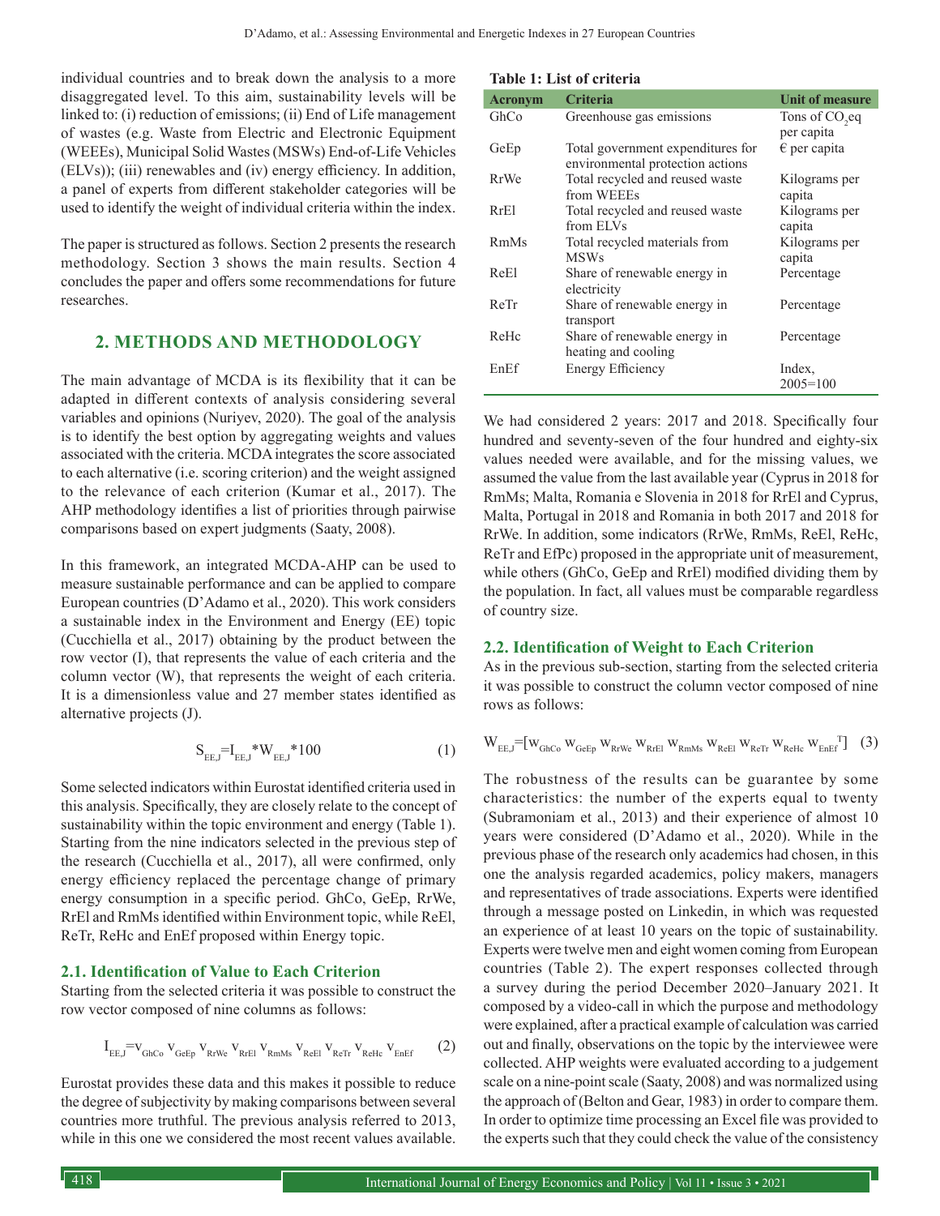individual countries and to break down the analysis to a more disaggregated level. To this aim, sustainability levels will be linked to: (i) reduction of emissions; (ii) End of Life management of wastes (e.g. Waste from Electric and Electronic Equipment (WEEEs), Municipal Solid Wastes (MSWs) End-of-Life Vehicles (ELVs)); (iii) renewables and (iv) energy efficiency. In addition, a panel of experts from different stakeholder categories will be used to identify the weight of individual criteria within the index.

The paper is structured as follows. Section 2 presents the research methodology. Section 3 shows the main results. Section 4 concludes the paper and offers some recommendations for future researches.

## 2. METHODS AND METHODOLOGY

The main advantage of MCDA is its flexibility that it can be adapted in different contexts of analysis considering several variables and opinions (Nuriyev, 2020). The goal of the analysis is to identify the best option by aggregating weights and values associated with the criteria. MCDA integrates the score associated to each alternative (i.e. scoring criterion) and the weight assigned to the relevance of each criterion (Kumar et al., 2017). The AHP methodology identifies a list of priorities through pairwise comparisons based on expert judgments (Saaty, 2008).

In this framework, an integrated MCDA-AHP can be used to measure sustainable performance and can be applied to compare European countries (D'Adamo et al., 2020). This work considers a sustainable index in the Environment and Energy (EE) topic (Cucchiella et al., 2017) obtaining by the product between the row vector (I), that represents the value of each criteria and the column vector (W), that represents the weight of each criteria. It is a dimensionless value and 27 member states identified as alternative projects (J).

$$S_{EE,J}=I_{EE,J}*W_{EE,J}*100 \quad (1)$$

Some selected indicators within Eurostat identified criteria used in this analysis. Specifically, they are closely relate to the concept of sustainability within the topic environment and energy (Table 1). Starting from the nine indicators selected in the previous step of the research (Cucchiella et al., 2017), all were confirmed, only energy efficiency replaced the percentage change of primary energy consumption in a specific period. GhCo, GeEp, RrWe, RrEl and RmMs identified within Environment topic, while ReEl, ReTr, ReHc and EnEf proposed within Energy topic.

### 2.1. Identification of Value to Each Criterion

Starting from the selected criteria it was possible to construct the row vector composed of nine columns as follows:

$$I_{EE,J}=v_{GhCo}\ v_{GeEp}\ v_{RrWe}\ v_{RrEl}\ v_{RmMs}\ v_{ReEl}\ v_{ReTr}\ v_{ReHc}\ v_{EnEf} \quad (2)$$

Eurostat provides these data and this makes it possible to reduce the degree of subjectivity by making comparisons between several countries more truthful. The previous analysis referred to 2013, while in this one we considered the most recent values available.

**Table 1: List of criteria**

| Acronym | Criteria | Unit of measure |
|---|---|---|
| GhCo | Greenhouse gas emissions | Tons of $CO_2$eq per capita |
| GeEp | Total government expenditures for environmental protection actions | € per capita |
| RrWe | Total recycled and reused waste from WEEEs | Kilograms per capita |
| RrEl | Total recycled and reused waste from ELVs | Kilograms per capita |
| RmMs | Total recycled materials from MSWs | Kilograms per capita |
| ReEl | Share of renewable energy in electricity | Percentage |
| ReTr | Share of renewable energy in transport | Percentage |
| ReHc | Share of renewable energy in heating and cooling | Percentage |
| EnEf | Energy Efficiency | Index, 2005=100 |

We had considered 2 years: 2017 and 2018. Specifically four hundred and seventy-seven of the four hundred and eighty-six values needed were available, and for the missing values, we assumed the value from the last available year (Cyprus in 2018 for RmMs; Malta, Romania e Slovenia in 2018 for RrEl and Cyprus, Malta, Portugal in 2018 and Romania in both 2017 and 2018 for RrWe. In addition, some indicators (RrWe, RmMs, ReEl, ReHc, ReTr and EfPc) proposed in the appropriate unit of measurement, while others (GhCo, GeEp and RrEl) modified dividing them by the population. In fact, all values must be comparable regardless of country size.

### 2.2. Identification of Weight to Each Criterion

As in the previous sub-section, starting from the selected criteria it was possible to construct the column vector composed of nine rows as follows:

$$W_{EE,J}=[w_{GhCo}\ w_{GeEp}\ w_{RrWe}\ w_{RrEl}\ w_{RmMs}\ w_{ReEl}\ w_{ReTr}\ w_{ReHc}\ w_{EnEf}^{T}] \quad (3)$$

The robustness of the results can be guarantee by some characteristics: the number of the experts equal to twenty (Subramoniam et al., 2013) and their experience of almost 10 years were considered (D'Adamo et al., 2020). While in the previous phase of the research only academics had chosen, in this one the analysis regarded academics, policy makers, managers and representatives of trade associations. Experts were identified through a message posted on Linkedin, in which was requested an experience of at least 10 years on the topic of sustainability. Experts were twelve men and eight women coming from European countries (Table 2). The expert responses collected through a survey during the period December 2020–January 2021. It composed by a video-call in which the purpose and methodology were explained, after a practical example of calculation was carried out and finally, observations on the topic by the interviewee were collected. AHP weights were evaluated according to a judgement scale on a nine-point scale (Saaty, 2008) and was normalized using the approach of (Belton and Gear, 1983) in order to compare them. In order to optimize time processing an Excel file was provided to the experts such that they could check the value of the consistency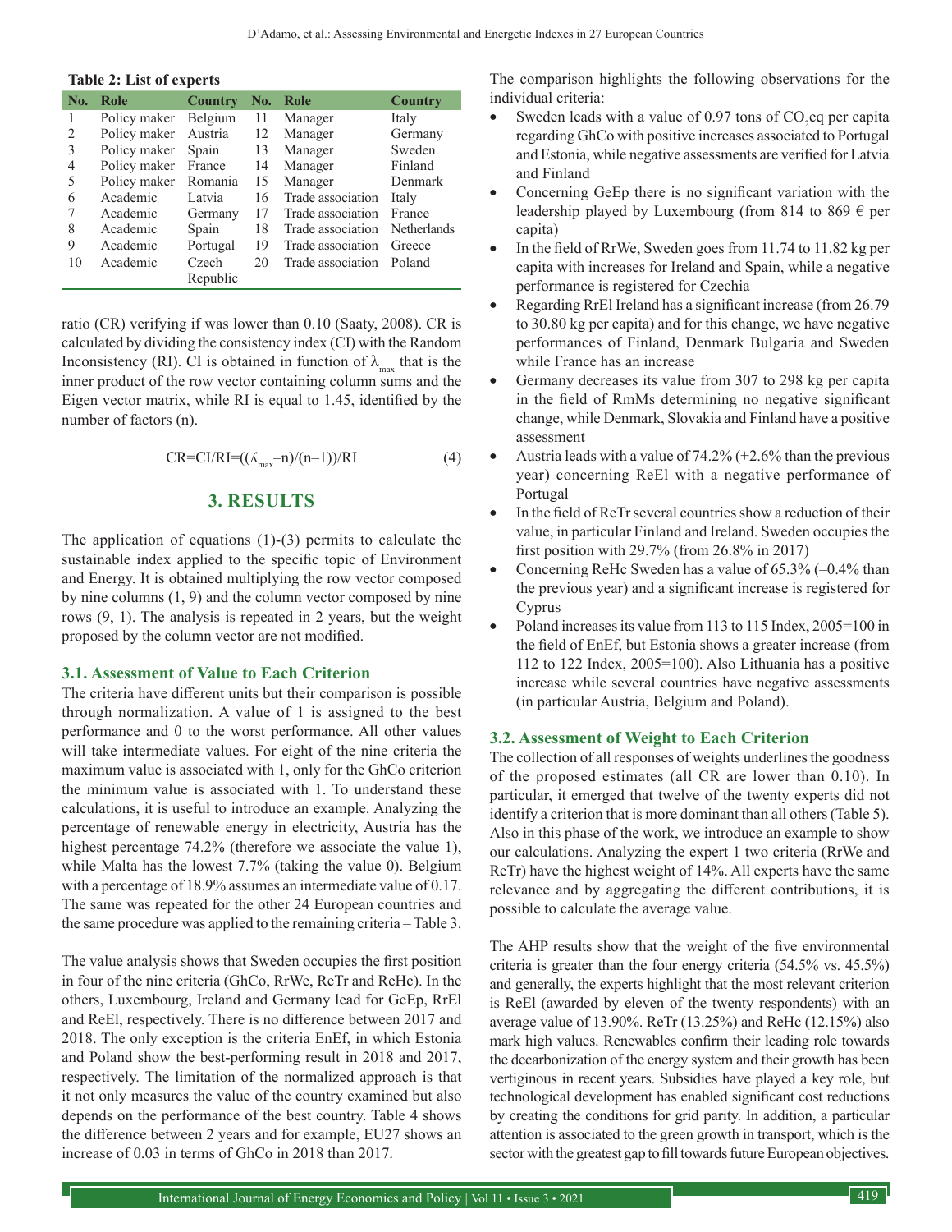**Table 2: List of experts**

| No. | Role | Country | No. | Role | Country |
|---|---|---|---|---|---|
| 1 | Policy maker | Belgium | 11 | Manager | Italy |
| 2 | Policy maker | Austria | 12 | Manager | Germany |
| 3 | Policy maker | Spain | 13 | Manager | Sweden |
| 4 | Policy maker | France | 14 | Manager | Finland |
| 5 | Policy maker | Romania | 15 | Manager | Denmark |
| 6 | Academic | Latvia | 16 | Trade association | Italy |
| 7 | Academic | Germany | 17 | Trade association | France |
| 8 | Academic | Spain | 18 | Trade association | Netherlands |
| 9 | Academic | Portugal | 19 | Trade association | Greece |
| 10 | Academic | Czech Republic | 20 | Trade association | Poland |

ratio (CR) verifying if was lower than 0.10 (Saaty, 2008). CR is calculated by dividing the consistency index (CI) with the Random Inconsistency (RI). CI is obtained in function of $\lambda_{max}$ that is the inner product of the row vector containing column sums and the Eigen vector matrix, while RI is equal to 1.45, identified by the number of factors (n).

$$CR = CI/RI = ((\lambda_{max} - n)/(n-1))/RI \quad (4)$$

## 3. RESULTS

The application of equations (1)-(3) permits to calculate the sustainable index applied to the specific topic of Environment and Energy. It is obtained multiplying the row vector composed by nine columns (1, 9) and the column vector composed by nine rows (9, 1). The analysis is repeated in 2 years, but the weight proposed by the column vector are not modified.

### 3.1. Assessment of Value to Each Criterion

The criteria have different units but their comparison is possible through normalization. A value of 1 is assigned to the best performance and 0 to the worst performance. All other values will take intermediate values. For eight of the nine criteria the maximum value is associated with 1, only for the GhCo criterion the minimum value is associated with 1. To understand these calculations, it is useful to introduce an example. Analyzing the percentage of renewable energy in electricity, Austria has the highest percentage 74.2% (therefore we associate the value 1), while Malta has the lowest 7.7% (taking the value 0). Belgium with a percentage of 18.9% assumes an intermediate value of 0.17. The same was repeated for the other 24 European countries and the same procedure was applied to the remaining criteria – Table 3.

The value analysis shows that Sweden occupies the first position in four of the nine criteria (GhCo, RrWe, ReTr and ReHc). In the others, Luxembourg, Ireland and Germany lead for GeEp, RrEl and ReEl, respectively. There is no difference between 2017 and 2018. The only exception is the criteria EnEf, in which Estonia and Poland show the best-performing result in 2018 and 2017, respectively. The limitation of the normalized approach is that it not only measures the value of the country examined but also depends on the performance of the best country. Table 4 shows the difference between 2 years and for example, EU27 shows an increase of 0.03 in terms of GhCo in 2018 than 2017.

The comparison highlights the following observations for the individual criteria:

- Sweden leads with a value of 0.97 tons of $CO_2$eq per capita regarding GhCo with positive increases associated to Portugal and Estonia, while negative assessments are verified for Latvia and Finland
- Concerning GeEp there is no significant variation with the leadership played by Luxembourg (from 814 to 869 € per capita)
- In the field of RrWe, Sweden goes from 11.74 to 11.82 kg per capita with increases for Ireland and Spain, while a negative performance is registered for Czechia
- Regarding RrEl Ireland has a significant increase (from 26.79 to 30.80 kg per capita) and for this change, we have negative performances of Finland, Denmark Bulgaria and Sweden while France has an increase
- Germany decreases its value from 307 to 298 kg per capita in the field of RmMs determining no negative significant change, while Denmark, Slovakia and Finland have a positive assessment
- Austria leads with a value of 74.2% (+2.6% than the previous year) concerning ReEl with a negative performance of Portugal
- In the field of ReTr several countries show a reduction of their value, in particular Finland and Ireland. Sweden occupies the first position with 29.7% (from 26.8% in 2017)
- Concerning ReHc Sweden has a value of 65.3% (–0.4% than the previous year) and a significant increase is registered for Cyprus
- Poland increases its value from 113 to 115 Index, 2005=100 in the field of EnEf, but Estonia shows a greater increase (from 112 to 122 Index, 2005=100). Also Lithuania has a positive increase while several countries have negative assessments (in particular Austria, Belgium and Poland).

### 3.2. Assessment of Weight to Each Criterion

The collection of all responses of weights underlines the goodness of the proposed estimates (all CR are lower than 0.10). In particular, it emerged that twelve of the twenty experts did not identify a criterion that is more dominant than all others (Table 5). Also in this phase of the work, we introduce an example to show our calculations. Analyzing the expert 1 two criteria (RrWe and ReTr) have the highest weight of 14%. All experts have the same relevance and by aggregating the different contributions, it is possible to calculate the average value.

The AHP results show that the weight of the five environmental criteria is greater than the four energy criteria (54.5% vs. 45.5%) and generally, the experts highlight that the most relevant criterion is ReEl (awarded by eleven of the twenty respondents) with an average value of 13.90%. ReTr (13.25%) and ReHc (12.15%) also mark high values. Renewables confirm their leading role towards the decarbonization of the energy system and their growth has been vertiginous in recent years. Subsidies have played a key role, but technological development has enabled significant cost reductions by creating the conditions for grid parity. In addition, a particular attention is associated to the green growth in transport, which is the sector with the greatest gap to fill towards future European objectives.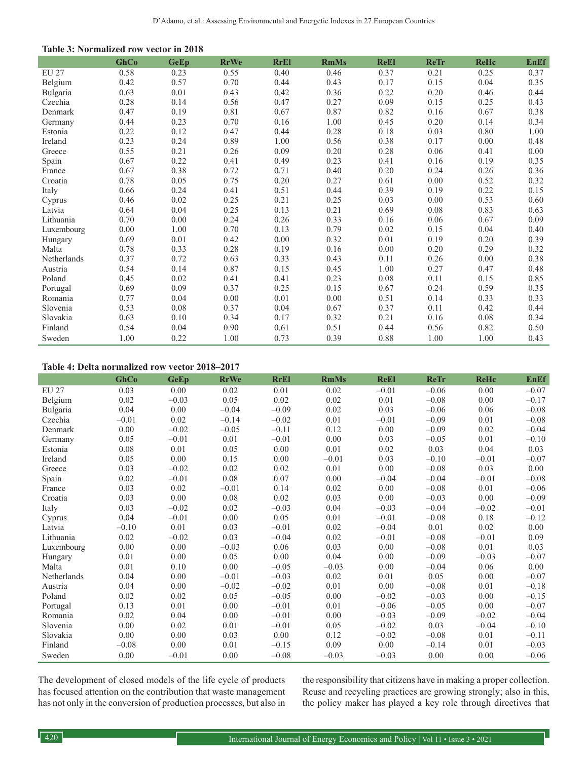**Table 3: Normalized row vector in 2018**

| | GhCo | GeEp | RrWe | RrEl | RmMs | ReEl | ReTr | ReHc | EnEf |
|---|---|---|---|---|---|---|---|---|---|
| EU 27 | 0.58 | 0.23 | 0.55 | 0.40 | 0.46 | 0.37 | 0.21 | 0.25 | 0.37 |
| Belgium | 0.42 | 0.57 | 0.70 | 0.44 | 0.43 | 0.17 | 0.15 | 0.04 | 0.35 |
| Bulgaria | 0.63 | 0.01 | 0.43 | 0.42 | 0.36 | 0.22 | 0.20 | 0.46 | 0.44 |
| Czechia | 0.28 | 0.14 | 0.56 | 0.47 | 0.27 | 0.09 | 0.15 | 0.25 | 0.43 |
| Denmark | 0.47 | 0.19 | 0.81 | 0.67 | 0.87 | 0.82 | 0.16 | 0.67 | 0.38 |
| Germany | 0.44 | 0.23 | 0.70 | 0.16 | 1.00 | 0.45 | 0.20 | 0.14 | 0.34 |
| Estonia | 0.22 | 0.12 | 0.47 | 0.44 | 0.28 | 0.18 | 0.03 | 0.80 | 1.00 |
| Ireland | 0.23 | 0.24 | 0.89 | 1.00 | 0.56 | 0.38 | 0.17 | 0.00 | 0.48 |
| Greece | 0.55 | 0.21 | 0.26 | 0.09 | 0.20 | 0.28 | 0.06 | 0.41 | 0.00 |
| Spain | 0.67 | 0.22 | 0.41 | 0.49 | 0.23 | 0.41 | 0.16 | 0.19 | 0.35 |
| France | 0.67 | 0.38 | 0.72 | 0.71 | 0.40 | 0.20 | 0.24 | 0.26 | 0.36 |
| Croatia | 0.78 | 0.05 | 0.75 | 0.20 | 0.27 | 0.61 | 0.00 | 0.52 | 0.32 |
| Italy | 0.66 | 0.24 | 0.41 | 0.51 | 0.44 | 0.39 | 0.19 | 0.22 | 0.15 |
| Cyprus | 0.46 | 0.02 | 0.25 | 0.21 | 0.25 | 0.03 | 0.00 | 0.53 | 0.60 |
| Latvia | 0.64 | 0.04 | 0.25 | 0.13 | 0.21 | 0.69 | 0.08 | 0.83 | 0.63 |
| Lithuania | 0.70 | 0.00 | 0.24 | 0.26 | 0.33 | 0.16 | 0.06 | 0.67 | 0.09 |
| Luxembourg | 0.00 | 1.00 | 0.70 | 0.13 | 0.79 | 0.02 | 0.15 | 0.04 | 0.40 |
| Hungary | 0.69 | 0.01 | 0.42 | 0.00 | 0.32 | 0.01 | 0.19 | 0.20 | 0.39 |
| Malta | 0.78 | 0.33 | 0.28 | 0.19 | 0.16 | 0.00 | 0.20 | 0.29 | 0.32 |
| Netherlands | 0.37 | 0.72 | 0.63 | 0.33 | 0.43 | 0.11 | 0.26 | 0.00 | 0.38 |
| Austria | 0.54 | 0.14 | 0.87 | 0.15 | 0.45 | 1.00 | 0.27 | 0.47 | 0.48 |
| Poland | 0.45 | 0.02 | 0.41 | 0.41 | 0.23 | 0.08 | 0.11 | 0.15 | 0.85 |
| Portugal | 0.69 | 0.09 | 0.37 | 0.25 | 0.15 | 0.67 | 0.24 | 0.59 | 0.35 |
| Romania | 0.77 | 0.04 | 0.00 | 0.01 | 0.00 | 0.51 | 0.14 | 0.33 | 0.33 |
| Slovenia | 0.53 | 0.08 | 0.37 | 0.04 | 0.67 | 0.37 | 0.11 | 0.42 | 0.44 |
| Slovakia | 0.63 | 0.10 | 0.34 | 0.17 | 0.32 | 0.21 | 0.16 | 0.08 | 0.34 |
| Finland | 0.54 | 0.04 | 0.90 | 0.61 | 0.51 | 0.44 | 0.56 | 0.82 | 0.50 |
| Sweden | 1.00 | 0.22 | 1.00 | 0.73 | 0.39 | 0.88 | 1.00 | 1.00 | 0.43 |

**Table 4: Delta normalized row vector 2018–2017**

| | GhCo | GeEp | RrWe | RrEl | RmMs | ReEl | ReTr | ReHc | EnEf |
|---|---|---|---|---|---|---|---|---|---|
| EU 27 | 0.03 | 0.00 | 0.02 | 0.01 | 0.02 | −0.01 | −0.06 | 0.00 | −0.07 |
| Belgium | 0.02 | −0.03 | 0.05 | 0.02 | 0.02 | 0.01 | −0.08 | 0.00 | −0.17 |
| Bulgaria | 0.04 | 0.00 | −0.04 | −0.09 | 0.02 | 0.03 | −0.06 | 0.06 | −0.08 |
| Czechia | −0.01 | 0.02 | −0.14 | −0.02 | 0.01 | −0.01 | −0.09 | 0.01 | −0.08 |
| Denmark | 0.00 | −0.02 | −0.05 | −0.11 | 0.12 | 0.00 | −0.09 | 0.02 | −0.04 |
| Germany | 0.05 | −0.01 | 0.01 | −0.01 | 0.00 | 0.03 | −0.05 | 0.01 | −0.10 |
| Estonia | 0.08 | 0.01 | 0.05 | 0.00 | 0.01 | 0.02 | 0.03 | 0.04 | 0.03 |
| Ireland | 0.05 | 0.00 | 0.15 | 0.00 | −0.01 | 0.03 | −0.10 | −0.01 | −0.07 |
| Greece | 0.03 | −0.02 | 0.02 | 0.02 | 0.01 | 0.00 | −0.08 | 0.03 | 0.00 |
| Spain | 0.02 | −0.01 | 0.08 | 0.07 | 0.00 | −0.04 | −0.04 | −0.01 | −0.08 |
| France | 0.03 | 0.02 | −0.01 | 0.14 | 0.02 | 0.00 | −0.08 | 0.01 | −0.06 |
| Croatia | 0.03 | 0.00 | 0.08 | 0.02 | 0.03 | 0.00 | −0.03 | 0.00 | −0.09 |
| Italy | 0.03 | −0.02 | 0.02 | −0.03 | 0.04 | −0.03 | −0.04 | −0.02 | −0.01 |
| Cyprus | 0.04 | −0.01 | 0.00 | 0.05 | 0.01 | −0.01 | −0.08 | 0.18 | −0.12 |
| Latvia | −0.10 | 0.01 | 0.03 | −0.01 | 0.02 | −0.04 | 0.01 | 0.02 | 0.00 |
| Lithuania | 0.02 | −0.02 | 0.03 | −0.04 | 0.02 | −0.01 | −0.08 | −0.01 | 0.09 |
| Luxembourg | 0.00 | 0.00 | −0.03 | 0.06 | 0.03 | 0.00 | −0.08 | 0.01 | 0.03 |
| Hungary | 0.01 | 0.00 | 0.05 | 0.00 | 0.04 | 0.00 | −0.09 | −0.03 | −0.07 |
| Malta | 0.01 | 0.10 | 0.00 | −0.05 | −0.03 | 0.00 | −0.04 | 0.06 | 0.00 |
| Netherlands | 0.04 | 0.00 | −0.01 | −0.03 | 0.02 | 0.01 | 0.05 | 0.00 | −0.07 |
| Austria | 0.04 | 0.00 | −0.02 | −0.02 | 0.01 | 0.00 | −0.08 | 0.01 | −0.18 |
| Poland | 0.02 | 0.02 | 0.05 | −0.05 | 0.00 | −0.02 | −0.03 | 0.00 | −0.15 |
| Portugal | 0.13 | 0.01 | 0.00 | −0.01 | 0.01 | −0.06 | −0.05 | 0.00 | −0.07 |
| Romania | 0.02 | 0.04 | 0.00 | −0.01 | 0.00 | −0.03 | −0.09 | −0.02 | −0.04 |
| Slovenia | 0.00 | 0.02 | 0.01 | −0.01 | 0.05 | −0.02 | 0.03 | −0.04 | −0.10 |
| Slovakia | 0.00 | 0.00 | 0.03 | 0.00 | 0.12 | −0.02 | −0.08 | 0.01 | −0.11 |
| Finland | −0.08 | 0.00 | 0.01 | −0.15 | 0.09 | 0.00 | −0.14 | 0.01 | −0.03 |
| Sweden | 0.00 | −0.01 | 0.00 | −0.08 | −0.03 | −0.03 | 0.00 | 0.00 | −0.06 |

The development of closed models of the life cycle of products has focused attention on the contribution that waste management has not only in the conversion of production processes, but also in the responsibility that citizens have in making a proper collection. Reuse and recycling practices are growing strongly; also in this, the policy maker has played a key role through directives that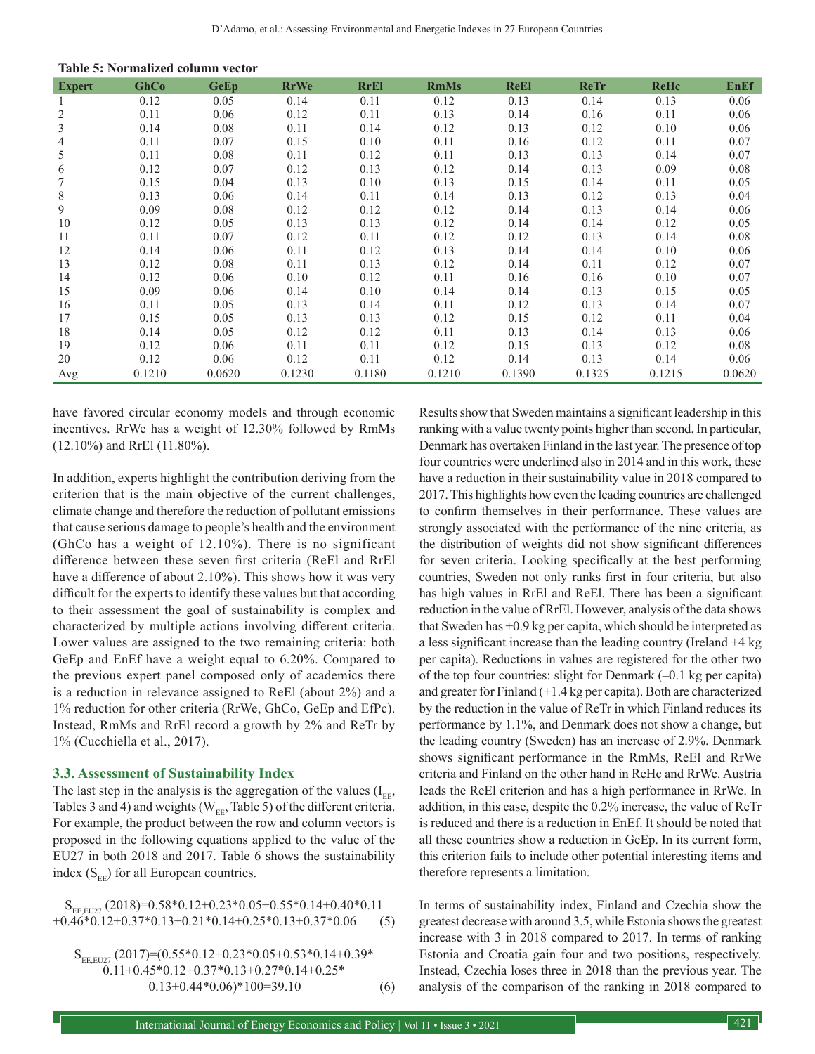**Table 5: Normalized column vector**

| Expert | GhCo | GeEp | RrWe | RrEl | RmMs | ReEl | ReTr | ReHc | EnEf |
|---|---|---|---|---|---|---|---|---|---|
| 1 | 0.12 | 0.05 | 0.14 | 0.11 | 0.12 | 0.13 | 0.14 | 0.13 | 0.06 |
| 2 | 0.11 | 0.06 | 0.12 | 0.11 | 0.13 | 0.14 | 0.16 | 0.11 | 0.06 |
| 3 | 0.14 | 0.08 | 0.11 | 0.14 | 0.12 | 0.13 | 0.12 | 0.10 | 0.06 |
| 4 | 0.11 | 0.07 | 0.15 | 0.10 | 0.11 | 0.16 | 0.12 | 0.11 | 0.07 |
| 5 | 0.11 | 0.08 | 0.11 | 0.12 | 0.11 | 0.13 | 0.13 | 0.14 | 0.07 |
| 6 | 0.12 | 0.07 | 0.12 | 0.13 | 0.12 | 0.14 | 0.13 | 0.09 | 0.08 |
| 7 | 0.15 | 0.04 | 0.13 | 0.10 | 0.13 | 0.15 | 0.14 | 0.11 | 0.05 |
| 8 | 0.13 | 0.06 | 0.14 | 0.11 | 0.14 | 0.13 | 0.12 | 0.13 | 0.04 |
| 9 | 0.09 | 0.08 | 0.12 | 0.12 | 0.12 | 0.14 | 0.13 | 0.14 | 0.06 |
| 10 | 0.12 | 0.05 | 0.13 | 0.13 | 0.12 | 0.14 | 0.14 | 0.12 | 0.05 |
| 11 | 0.11 | 0.07 | 0.12 | 0.11 | 0.12 | 0.12 | 0.13 | 0.14 | 0.08 |
| 12 | 0.14 | 0.06 | 0.11 | 0.12 | 0.13 | 0.14 | 0.14 | 0.10 | 0.06 |
| 13 | 0.12 | 0.08 | 0.11 | 0.13 | 0.12 | 0.14 | 0.11 | 0.12 | 0.07 |
| 14 | 0.12 | 0.06 | 0.10 | 0.12 | 0.11 | 0.16 | 0.16 | 0.10 | 0.07 |
| 15 | 0.09 | 0.06 | 0.14 | 0.10 | 0.14 | 0.14 | 0.13 | 0.15 | 0.05 |
| 16 | 0.11 | 0.05 | 0.13 | 0.14 | 0.11 | 0.12 | 0.13 | 0.14 | 0.07 |
| 17 | 0.15 | 0.05 | 0.13 | 0.13 | 0.12 | 0.15 | 0.12 | 0.11 | 0.04 |
| 18 | 0.14 | 0.05 | 0.12 | 0.12 | 0.11 | 0.13 | 0.14 | 0.13 | 0.06 |
| 19 | 0.12 | 0.06 | 0.11 | 0.11 | 0.12 | 0.15 | 0.13 | 0.12 | 0.08 |
| 20 | 0.12 | 0.06 | 0.12 | 0.11 | 0.12 | 0.14 | 0.13 | 0.14 | 0.06 |
| Avg | 0.1210 | 0.0620 | 0.1230 | 0.1180 | 0.1210 | 0.1390 | 0.1325 | 0.1215 | 0.0620 |

have favored circular economy models and through economic incentives. RrWe has a weight of 12.30% followed by RmMs (12.10%) and RrEl (11.80%).

In addition, experts highlight the contribution deriving from the criterion that is the main objective of the current challenges, climate change and therefore the reduction of pollutant emissions that cause serious damage to people's health and the environment (GhCo has a weight of 12.10%). There is no significant difference between these seven first criteria (ReEl and RrEl have a difference of about 2.10%). This shows how it was very difficult for the experts to identify these values but that according to their assessment the goal of sustainability is complex and characterized by multiple actions involving different criteria. Lower values are assigned to the two remaining criteria: both GeEp and EnEf have a weight equal to 6.20%. Compared to the previous expert panel composed only of academics there is a reduction in relevance assigned to ReEl (about 2%) and a 1% reduction for other criteria (RrWe, GhCo, GeEp and EfPc). Instead, RmMs and RrEl record a growth by 2% and ReTr by 1% (Cucchiella et al., 2017).

### 3.3. Assessment of Sustainability Index

The last step in the analysis is the aggregation of the values ($I_{EE}$, Tables 3 and 4) and weights ($W_{EE}$, Table 5) of the different criteria. For example, the product between the row and column vectors is proposed in the following equations applied to the value of the EU27 in both 2018 and 2017. Table 6 shows the sustainability index ($S_{EE}$) for all European countries.

$$S_{EE,EU27}(2018)=0.58*0.12+0.23*0.05+0.55*0.14+0.40*0.11 +0.46*0.12+0.37*0.13+0.21*0.14+0.25*0.13+0.37*0.06 \quad (5)$$

$$S_{EE,EU27}(2017)=(0.55*0.12+0.23*0.05+0.53*0.14+0.39*0.11+0.45*0.12+0.37*0.13+0.27*0.14+0.25*0.13+0.44*0.06)*100=39.10 \quad (6)$$

Results show that Sweden maintains a significant leadership in this ranking with a value twenty points higher than second. In particular, Denmark has overtaken Finland in the last year. The presence of top four countries were underlined also in 2014 and in this work, these have a reduction in their sustainability value in 2018 compared to 2017. This highlights how even the leading countries are challenged to confirm themselves in their performance. These values are strongly associated with the performance of the nine criteria, as the distribution of weights did not show significant differences for seven criteria. Looking specifically at the best performing countries, Sweden not only ranks first in four criteria, but also has high values in RrEl and ReEl. There has been a significant reduction in the value of RrEl. However, analysis of the data shows that Sweden has +0.9 kg per capita, which should be interpreted as a less significant increase than the leading country (Ireland +4 kg per capita). Reductions in values are registered for the other two of the top four countries: slight for Denmark (–0.1 kg per capita) and greater for Finland (+1.4 kg per capita). Both are characterized by the reduction in the value of ReTr in which Finland reduces its performance by 1.1%, and Denmark does not show a change, but the leading country (Sweden) has an increase of 2.9%. Denmark shows significant performance in the RmMs, ReEl and RrWe criteria and Finland on the other hand in ReHc and RrWe. Austria leads the ReEl criterion and has a high performance in RrWe. In addition, in this case, despite the 0.2% increase, the value of ReTr is reduced and there is a reduction in EnEf. It should be noted that all these countries show a reduction in GeEp. In its current form, this criterion fails to include other potential interesting items and therefore represents a limitation.

In terms of sustainability index, Finland and Czechia show the greatest decrease with around 3.5, while Estonia shows the greatest increase with 3 in 2018 compared to 2017. In terms of ranking Estonia and Croatia gain four and two positions, respectively. Instead, Czechia loses three in 2018 than the previous year. The analysis of the comparison of the ranking in 2018 compared to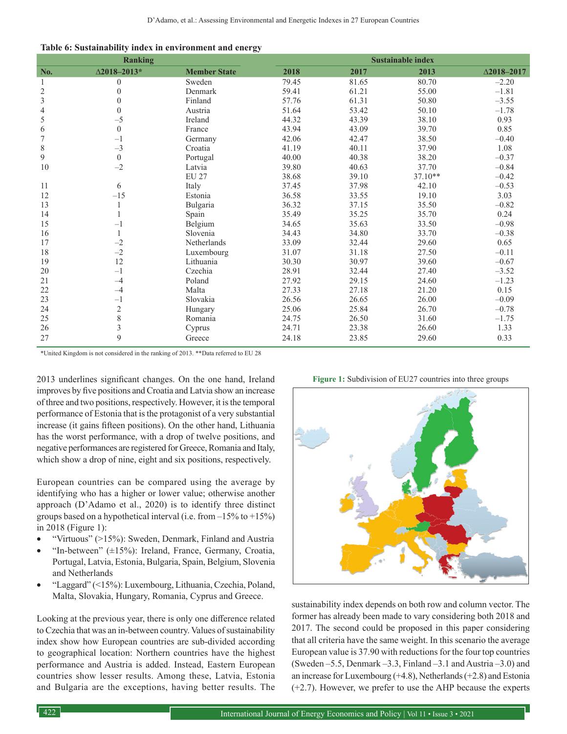**Table 6: Sustainability index in environment and energy**

| Ranking | | | Sustainable index | | | |
|---|---|---|---|---|---|---|
| No. | Δ2018–2013* | Member State | 2018 | 2017 | 2013 | Δ2018–2017 |
| 1 | 0 | Sweden | 79.45 | 81.65 | 80.70 | –2.20 |
| 2 | 0 | Denmark | 59.41 | 61.21 | 55.00 | –1.81 |
| 3 | 0 | Finland | 57.76 | 61.31 | 50.80 | –3.55 |
| 4 | 0 | Austria | 51.64 | 53.42 | 50.10 | –1.78 |
| 5 | –5 | Ireland | 44.32 | 43.39 | 38.10 | 0.93 |
| 6 | 0 | France | 43.94 | 43.09 | 39.70 | 0.85 |
| 7 | –1 | Germany | 42.06 | 42.47 | 38.50 | –0.40 |
| 8 | –3 | Croatia | 41.19 | 40.11 | 37.90 | 1.08 |
| 9 | 0 | Portugal | 40.00 | 40.38 | 38.20 | –0.37 |
| 10 | –2 | Latvia | 39.80 | 40.63 | 37.70 | –0.84 |
| | | EU 27 | 38.68 | 39.10 | 37.10** | –0.42 |
| 11 | 6 | Italy | 37.45 | 37.98 | 42.10 | –0.53 |
| 12 | –15 | Estonia | 36.58 | 33.55 | 19.10 | 3.03 |
| 13 | 1 | Bulgaria | 36.32 | 37.15 | 35.50 | –0.82 |
| 14 | 1 | Spain | 35.49 | 35.25 | 35.70 | 0.24 |
| 15 | –1 | Belgium | 34.65 | 35.63 | 33.50 | –0.98 |
| 16 | 1 | Slovenia | 34.43 | 34.80 | 33.70 | –0.38 |
| 17 | –2 | Netherlands | 33.09 | 32.44 | 29.60 | 0.65 |
| 18 | –2 | Luxembourg | 31.07 | 31.18 | 27.50 | –0.11 |
| 19 | 12 | Lithuania | 30.30 | 30.97 | 39.60 | –0.67 |
| 20 | –1 | Czechia | 28.91 | 32.44 | 27.40 | –3.52 |
| 21 | –4 | Poland | 27.92 | 29.15 | 24.60 | –1.23 |
| 22 | –4 | Malta | 27.33 | 27.18 | 21.20 | 0.15 |
| 23 | –1 | Slovakia | 26.56 | 26.65 | 26.00 | –0.09 |
| 24 | 2 | Hungary | 25.06 | 25.84 | 26.70 | –0.78 |
| 25 | 8 | Romania | 24.75 | 26.50 | 31.60 | –1.75 |
| 26 | 3 | Cyprus | 24.71 | 23.38 | 26.60 | 1.33 |
| 27 | 9 | Greece | 24.18 | 23.85 | 29.60 | 0.33 |

*United Kingdom is not considered in the ranking of 2013. **Data referred to EU 28

2013 underlines significant changes. On the one hand, Ireland improves by five positions and Croatia and Latvia show an increase of three and two positions, respectively. However, it is the temporal performance of Estonia that is the protagonist of a very substantial increase (it gains fifteen positions). On the other hand, Lithuania has the worst performance, with a drop of twelve positions, and negative performances are registered for Greece, Romania and Italy, which show a drop of nine, eight and six positions, respectively.

European countries can be compared using the average by identifying who has a higher or lower value; otherwise another approach (D'Adamo et al., 2020) is to identify three distinct groups based on a hypothetical interval (i.e. from –15% to +15%) in 2018 (Figure 1):

- "Virtuous" (>15%): Sweden, Denmark, Finland and Austria
- "In-between" (±15%): Ireland, France, Germany, Croatia, Portugal, Latvia, Estonia, Bulgaria, Spain, Belgium, Slovenia and Netherlands
- "Laggard" (<15%): Luxembourg, Lithuania, Czechia, Poland, Malta, Slovakia, Hungary, Romania, Cyprus and Greece.

Looking at the previous year, there is only one difference related to Czechia that was an in-between country. Values of sustainability index show how European countries are sub-divided according to geographical location: Northern countries have the highest performance and Austria is added. Instead, Eastern European countries show lesser results. Among these, Latvia, Estonia and Bulgaria are the exceptions, having better results. The sustainability index depends on both row and column vector. The former has already been made to vary considering both 2018 and 2017. The second could be proposed in this paper considering that all criteria have the same weight. In this scenario the average European value is 37.90 with reductions for the four top countries (Sweden –5.5, Denmark –3.3, Finland –3.1 and Austria –3.0) and an increase for Luxembourg (+4.8), Netherlands (+2.8) and Estonia (+2.7). However, we prefer to use the AHP because the experts

**Figure 1:** Subdivision of EU27 countries into three groups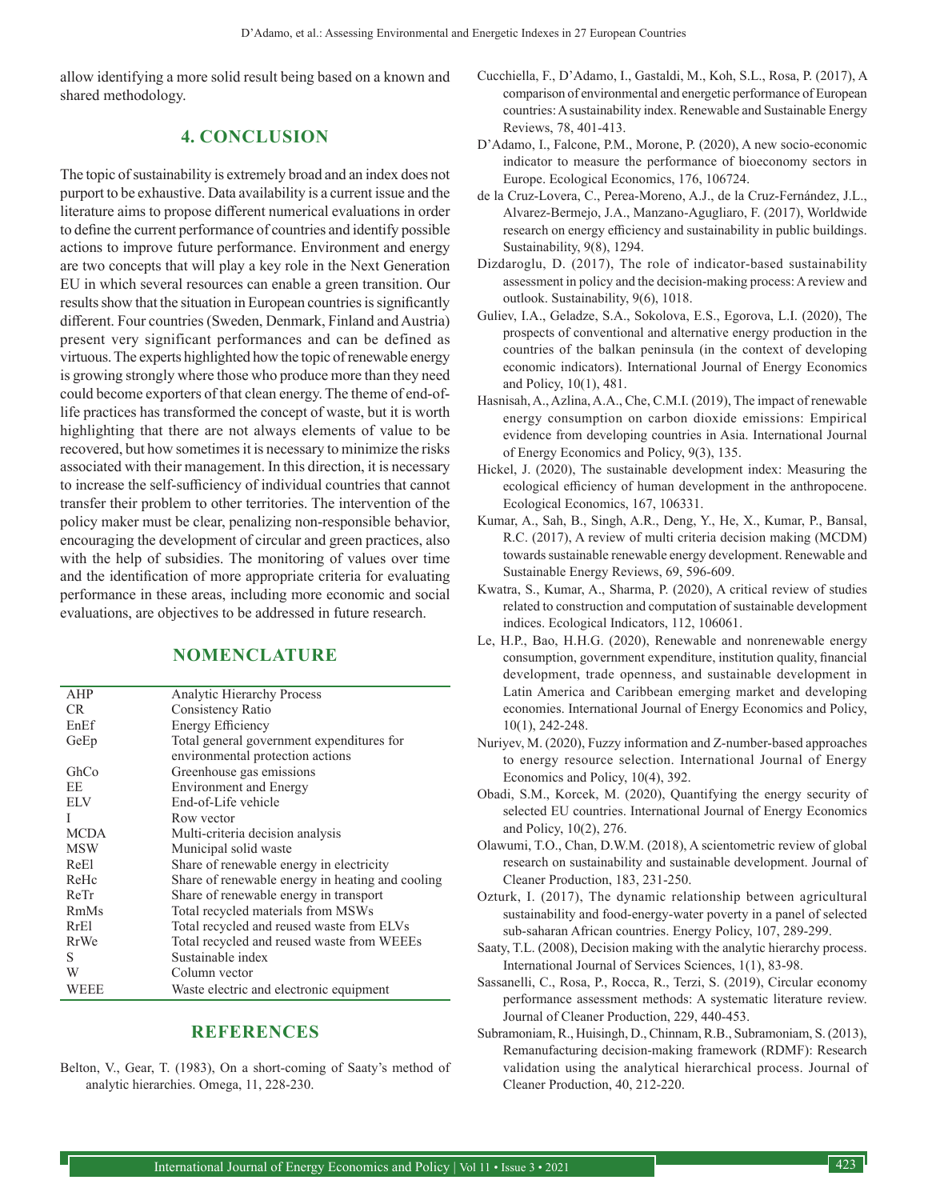allow identifying a more solid result being based on a known and shared methodology.

## 4. CONCLUSION

The topic of sustainability is extremely broad and an index does not purport to be exhaustive. Data availability is a current issue and the literature aims to propose different numerical evaluations in order to define the current performance of countries and identify possible actions to improve future performance. Environment and energy are two concepts that will play a key role in the Next Generation EU in which several resources can enable a green transition. Our results show that the situation in European countries is significantly different. Four countries (Sweden, Denmark, Finland and Austria) present very significant performances and can be defined as virtuous. The experts highlighted how the topic of renewable energy is growing strongly where those who produce more than they need could become exporters of that clean energy. The theme of end-of-life practices has transformed the concept of waste, but it is worth highlighting that there are not always elements of value to be recovered, but how sometimes it is necessary to minimize the risks associated with their management. In this direction, it is necessary to increase the self-sufficiency of individual countries that cannot transfer their problem to other territories. The intervention of the policy maker must be clear, penalizing non-responsible behavior, encouraging the development of circular and green practices, also with the help of subsidies. The monitoring of values over time and the identification of more appropriate criteria for evaluating performance in these areas, including more economic and social evaluations, are objectives to be addressed in future research.

## NOMENCLATURE

| | |
|---|---|
| AHP | Analytic Hierarchy Process |
| CR | Consistency Ratio |
| EnEf | Energy Efficiency |
| GeEp | Total general government expenditures for environmental protection actions |
| GhCo | Greenhouse gas emissions |
| EE | Environment and Energy |
| ELV | End-of-Life vehicle |
| I | Row vector |
| MCDA | Multi-criteria decision analysis |
| MSW | Municipal solid waste |
| ReEl | Share of renewable energy in electricity |
| ReHc | Share of renewable energy in heating and cooling |
| ReTr | Share of renewable energy in transport |
| RmMs | Total recycled materials from MSWs |
| RrEl | Total recycled and reused waste from ELVs |
| RrWe | Total recycled and reused waste from WEEEs |
| S | Sustainable index |
| W | Column vector |
| WEEE | Waste electric and electronic equipment |

## REFERENCES

Belton, V., Gear, T. (1983), On a short-coming of Saaty's method of analytic hierarchies. Omega, 11, 228-230.

Cucchiella, F., D'Adamo, I., Gastaldi, M., Koh, S.L., Rosa, P. (2017), A comparison of environmental and energetic performance of European countries: A sustainability index. Renewable and Sustainable Energy Reviews, 78, 401-413.

D'Adamo, I., Falcone, P.M., Morone, P. (2020), A new socio-economic indicator to measure the performance of bioeconomy sectors in Europe. Ecological Economics, 176, 106724.

de la Cruz-Lovera, C., Perea-Moreno, A.J., de la Cruz-Fernández, J.L., Alvarez-Bermejo, J.A., Manzano-Agugliaro, F. (2017), Worldwide research on energy efficiency and sustainability in public buildings. Sustainability, 9(8), 1294.

Dizdaroglu, D. (2017), The role of indicator-based sustainability assessment in policy and the decision-making process: A review and outlook. Sustainability, 9(6), 1018.

Guliev, I.A., Geladze, S.A., Sokolova, E.S., Egorova, L.I. (2020), The prospects of conventional and alternative energy production in the countries of the balkan peninsula (in the context of developing economic indicators). International Journal of Energy Economics and Policy, 10(1), 481.

Hasnisah, A., Azlina, A.A., Che, C.M.I. (2019), The impact of renewable energy consumption on carbon dioxide emissions: Empirical evidence from developing countries in Asia. International Journal of Energy Economics and Policy, 9(3), 135.

Hickel, J. (2020), The sustainable development index: Measuring the ecological efficiency of human development in the anthropocene. Ecological Economics, 167, 106331.

Kumar, A., Sah, B., Singh, A.R., Deng, Y., He, X., Kumar, P., Bansal, R.C. (2017), A review of multi criteria decision making (MCDM) towards sustainable renewable energy development. Renewable and Sustainable Energy Reviews, 69, 596-609.

Kwatra, S., Kumar, A., Sharma, P. (2020), A critical review of studies related to construction and computation of sustainable development indices. Ecological Indicators, 112, 106061.

Le, H.P., Bao, H.H.G. (2020), Renewable and nonrenewable energy consumption, government expenditure, institution quality, financial development, trade openness, and sustainable development in Latin America and Caribbean emerging market and developing economies. International Journal of Energy Economics and Policy, 10(1), 242-248.

Nuriyev, M. (2020), Fuzzy information and Z-number-based approaches to energy resource selection. International Journal of Energy Economics and Policy, 10(4), 392.

Obadi, S.M., Korcek, M. (2020), Quantifying the energy security of selected EU countries. International Journal of Energy Economics and Policy, 10(2), 276.

Olawumi, T.O., Chan, D.W.M. (2018), A scientometric review of global research on sustainability and sustainable development. Journal of Cleaner Production, 183, 231-250.

Ozturk, I. (2017), The dynamic relationship between agricultural sustainability and food-energy-water poverty in a panel of selected sub-saharan African countries. Energy Policy, 107, 289-299.

Saaty, T.L. (2008), Decision making with the analytic hierarchy process. International Journal of Services Sciences, 1(1), 83-98.

Sassanelli, C., Rosa, P., Rocca, R., Terzi, S. (2019), Circular economy performance assessment methods: A systematic literature review. Journal of Cleaner Production, 229, 440-453.

Subramoniam, R., Huisingh, D., Chinnam, R.B., Subramoniam, S. (2013), Remanufacturing decision-making framework (RDMF): Research validation using the analytical hierarchical process. Journal of Cleaner Production, 40, 212-220.